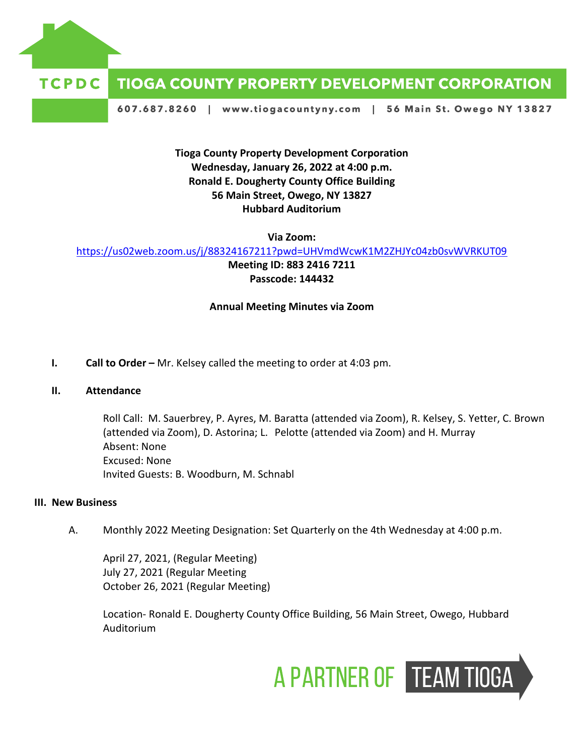TCPDC **TIOGA COUNTY PROPERTY DEVELOPMENT CORPORATION**

607.687.8260 | www.tiogacountyny.com | 56 Main St. Owego NY 13827

**Tioga County Property Development Corporation**
**Wednesday, January 26, 2022 at 4:00 p.m.**
**Ronald E. Dougherty County Office Building**
**56 Main Street, Owego, NY 13827**
**Hubbard Auditorium**

**Via Zoom:**
https://us02web.zoom.us/j/88324167211?pwd=UHVmdWcwK1M2ZHJYc04zb0svWVRKUT09
**Meeting ID: 883 2416 7211**
**Passcode: 144432**

**Annual Meeting Minutes via Zoom**

**I. Call to Order –** Mr. Kelsey called the meeting to order at 4:03 pm.

**II. Attendance**

Roll Call: M. Sauerbrey, P. Ayres, M. Baratta (attended via Zoom), R. Kelsey, S. Yetter, C. Brown (attended via Zoom), D. Astorina; L. Pelotte (attended via Zoom) and H. Murray
Absent: None
Excused: None
Invited Guests: B. Woodburn, M. Schnabl

**III. New Business**

A. Monthly 2022 Meeting Designation: Set Quarterly on the 4th Wednesday at 4:00 p.m.

April 27, 2021, (Regular Meeting)
July 27, 2021 (Regular Meeting
October 26, 2021 (Regular Meeting)

Location- Ronald E. Dougherty County Office Building, 56 Main Street, Owego, Hubbard Auditorium

A PARTNER OF TEAM TIOGA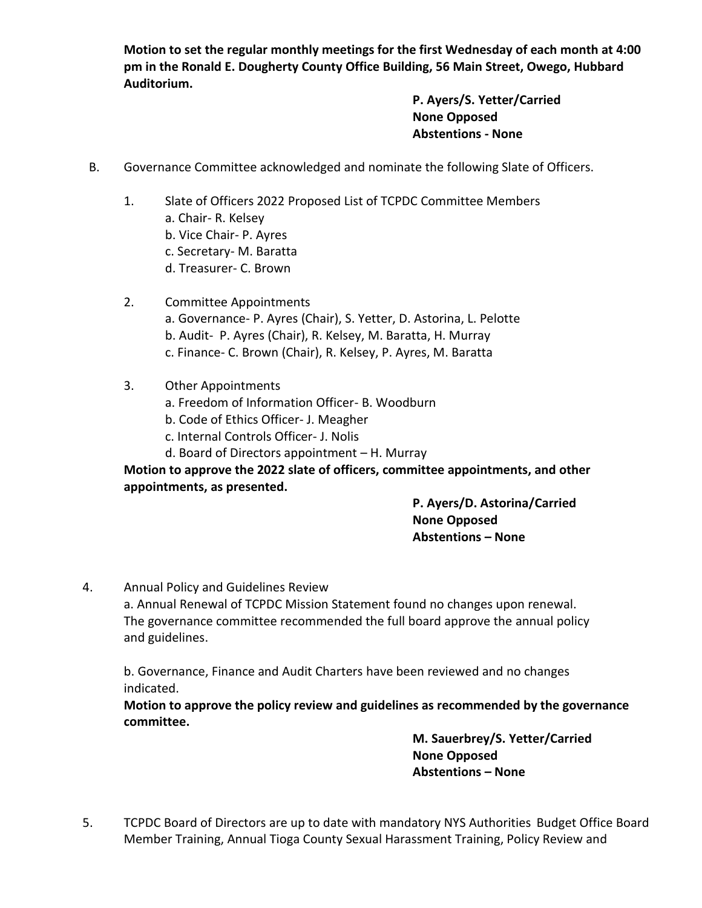**Motion to set the regular monthly meetings for the first Wednesday of each month at 4:00 pm in the Ronald E. Dougherty County Office Building, 56 Main Street, Owego, Hubbard Auditorium.**

**P. Ayers/S. Yetter/Carried**
**None Opposed**
**Abstentions - None**

B. Governance Committee acknowledged and nominate the following Slate of Officers.

1. Slate of Officers 2022 Proposed List of TCPDC Committee Members
   a. Chair- R. Kelsey
   b. Vice Chair- P. Ayres
   c. Secretary- M. Baratta
   d. Treasurer- C. Brown

2. Committee Appointments
   a. Governance- P. Ayres (Chair), S. Yetter, D. Astorina, L. Pelotte
   b. Audit- P. Ayres (Chair), R. Kelsey, M. Baratta, H. Murray
   c. Finance- C. Brown (Chair), R. Kelsey, P. Ayres, M. Baratta

3. Other Appointments
   a. Freedom of Information Officer- B. Woodburn
   b. Code of Ethics Officer- J. Meagher
   c. Internal Controls Officer- J. Nolis
   d. Board of Directors appointment – H. Murray

**Motion to approve the 2022 slate of officers, committee appointments, and other appointments, as presented.**

**P. Ayers/D. Astorina/Carried**
**None Opposed**
**Abstentions – None**

4. Annual Policy and Guidelines Review
   a. Annual Renewal of TCPDC Mission Statement found no changes upon renewal. The governance committee recommended the full board approve the annual policy and guidelines.

   b. Governance, Finance and Audit Charters have been reviewed and no changes indicated.

**Motion to approve the policy review and guidelines as recommended by the governance committee.**

**M. Sauerbrey/S. Yetter/Carried**
**None Opposed**
**Abstentions – None**

5. TCPDC Board of Directors are up to date with mandatory NYS Authorities Budget Office Board Member Training, Annual Tioga County Sexual Harassment Training, Policy Review and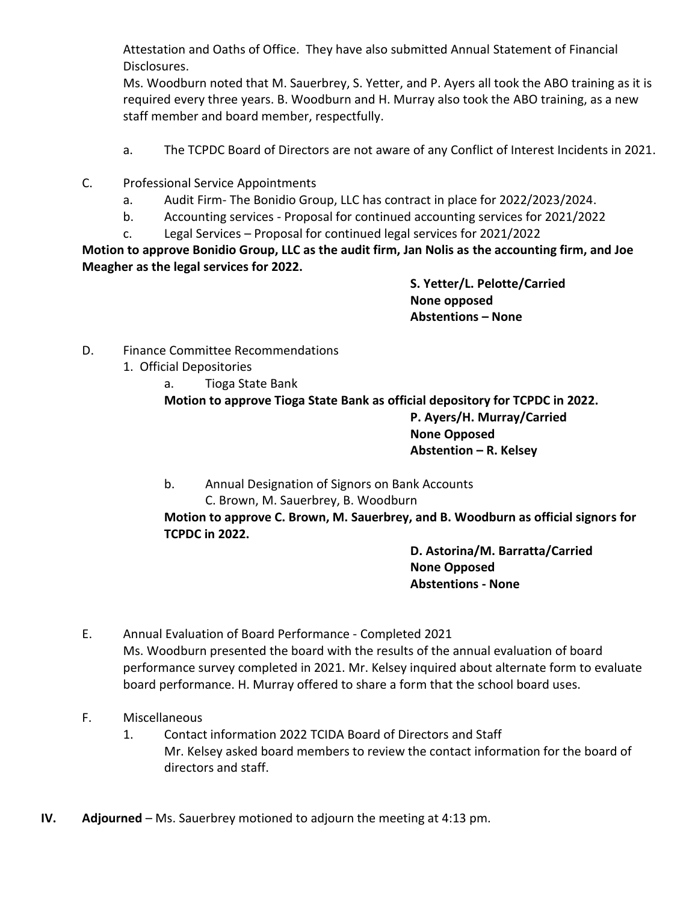Attestation and Oaths of Office. They have also submitted Annual Statement of Financial Disclosures.

Ms. Woodburn noted that M. Sauerbrey, S. Yetter, and P. Ayers all took the ABO training as it is required every three years. B. Woodburn and H. Murray also took the ABO training, as a new staff member and board member, respectfully.

a. The TCPDC Board of Directors are not aware of any Conflict of Interest Incidents in 2021.

C. Professional Service Appointments

a. Audit Firm- The Bonidio Group, LLC has contract in place for 2022/2023/2024.

b. Accounting services - Proposal for continued accounting services for 2021/2022

c. Legal Services – Proposal for continued legal services for 2021/2022

**Motion to approve Bonidio Group, LLC as the audit firm, Jan Nolis as the accounting firm, and Joe Meagher as the legal services for 2022.**

**S. Yetter/L. Pelotte/Carried**
**None opposed**
**Abstentions – None**

D. Finance Committee Recommendations

1. Official Depositories

a. Tioga State Bank

**Motion to approve Tioga State Bank as official depository for TCPDC in 2022.**

**P. Ayers/H. Murray/Carried**
**None Opposed**
**Abstention – R. Kelsey**

b. Annual Designation of Signors on Bank Accounts
C. Brown, M. Sauerbrey, B. Woodburn

**Motion to approve C. Brown, M. Sauerbrey, and B. Woodburn as official signors for TCPDC in 2022.**

**D. Astorina/M. Barratta/Carried**
**None Opposed**
**Abstentions - None**

E. Annual Evaluation of Board Performance - Completed 2021

Ms. Woodburn presented the board with the results of the annual evaluation of board performance survey completed in 2021. Mr. Kelsey inquired about alternate form to evaluate board performance. H. Murray offered to share a form that the school board uses.

F. Miscellaneous

1. Contact information 2022 TCIDA Board of Directors and Staff
Mr. Kelsey asked board members to review the contact information for the board of directors and staff.

**IV. Adjourned** – Ms. Sauerbrey motioned to adjourn the meeting at 4:13 pm.